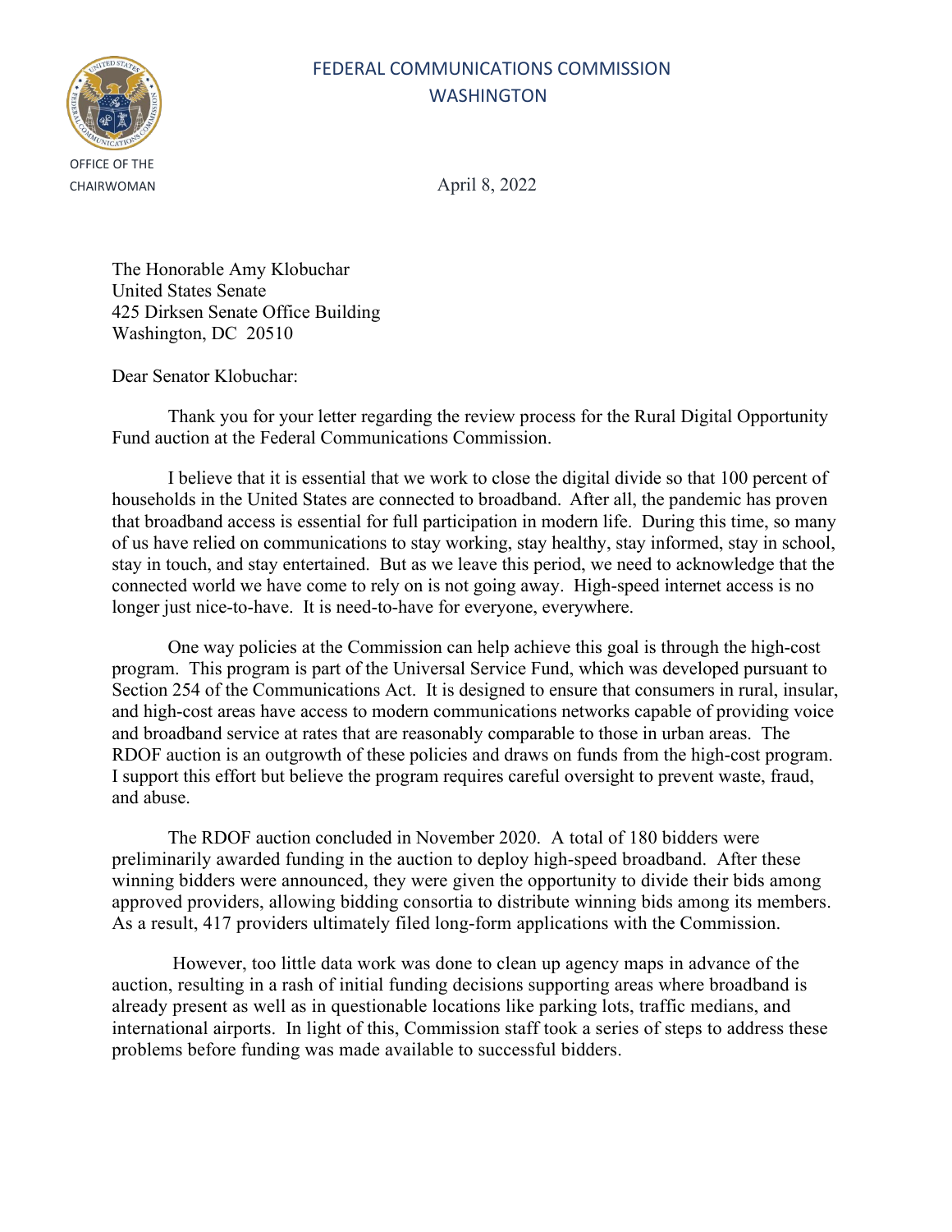FEDERAL COMMUNICATIONS COMMISSION
WASHINGTON

OFFICE OF THE CHAIRWOMAN

April 8, 2022

The Honorable Amy Klobuchar
United States Senate
425 Dirksen Senate Office Building
Washington, DC 20510

Dear Senator Klobuchar:

Thank you for your letter regarding the review process for the Rural Digital Opportunity Fund auction at the Federal Communications Commission.

I believe that it is essential that we work to close the digital divide so that 100 percent of households in the United States are connected to broadband. After all, the pandemic has proven that broadband access is essential for full participation in modern life. During this time, so many of us have relied on communications to stay working, stay healthy, stay informed, stay in school, stay in touch, and stay entertained. But as we leave this period, we need to acknowledge that the connected world we have come to rely on is not going away. High-speed internet access is no longer just nice-to-have. It is need-to-have for everyone, everywhere.

One way policies at the Commission can help achieve this goal is through the high-cost program. This program is part of the Universal Service Fund, which was developed pursuant to Section 254 of the Communications Act. It is designed to ensure that consumers in rural, insular, and high-cost areas have access to modern communications networks capable of providing voice and broadband service at rates that are reasonably comparable to those in urban areas. The RDOF auction is an outgrowth of these policies and draws on funds from the high-cost program. I support this effort but believe the program requires careful oversight to prevent waste, fraud, and abuse.

The RDOF auction concluded in November 2020. A total of 180 bidders were preliminarily awarded funding in the auction to deploy high-speed broadband. After these winning bidders were announced, they were given the opportunity to divide their bids among approved providers, allowing bidding consortia to distribute winning bids among its members. As a result, 417 providers ultimately filed long-form applications with the Commission.

However, too little data work was done to clean up agency maps in advance of the auction, resulting in a rash of initial funding decisions supporting areas where broadband is already present as well as in questionable locations like parking lots, traffic medians, and international airports. In light of this, Commission staff took a series of steps to address these problems before funding was made available to successful bidders.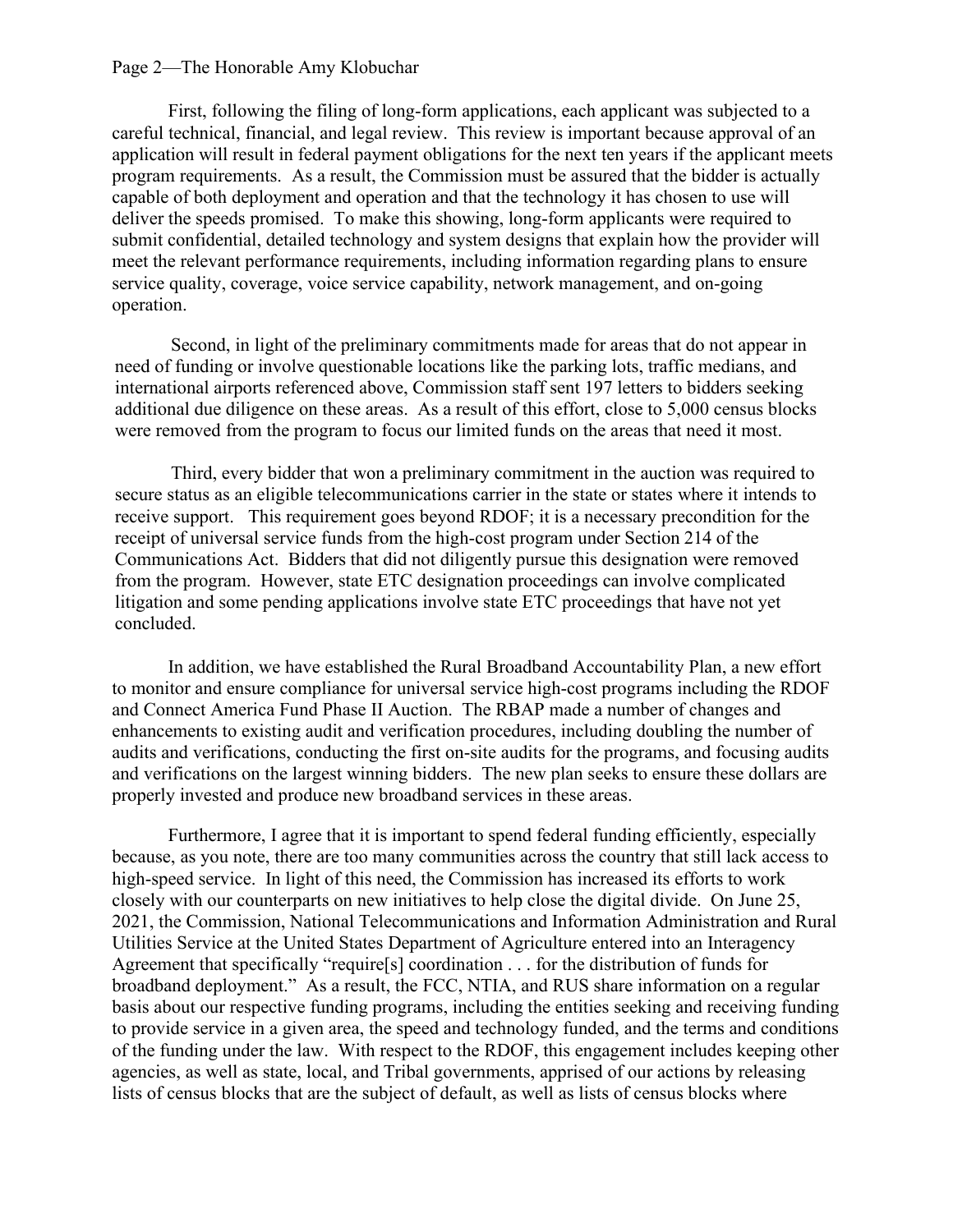First, following the filing of long-form applications, each applicant was subjected to a careful technical, financial, and legal review. This review is important because approval of an application will result in federal payment obligations for the next ten years if the applicant meets program requirements. As a result, the Commission must be assured that the bidder is actually capable of both deployment and operation and that the technology it has chosen to use will deliver the speeds promised. To make this showing, long-form applicants were required to submit confidential, detailed technology and system designs that explain how the provider will meet the relevant performance requirements, including information regarding plans to ensure service quality, coverage, voice service capability, network management, and on-going operation.

Second, in light of the preliminary commitments made for areas that do not appear in need of funding or involve questionable locations like the parking lots, traffic medians, and international airports referenced above, Commission staff sent 197 letters to bidders seeking additional due diligence on these areas. As a result of this effort, close to 5,000 census blocks were removed from the program to focus our limited funds on the areas that need it most.

Third, every bidder that won a preliminary commitment in the auction was required to secure status as an eligible telecommunications carrier in the state or states where it intends to receive support. This requirement goes beyond RDOF; it is a necessary precondition for the receipt of universal service funds from the high-cost program under Section 214 of the Communications Act. Bidders that did not diligently pursue this designation were removed from the program. However, state ETC designation proceedings can involve complicated litigation and some pending applications involve state ETC proceedings that have not yet concluded.

In addition, we have established the Rural Broadband Accountability Plan, a new effort to monitor and ensure compliance for universal service high-cost programs including the RDOF and Connect America Fund Phase II Auction. The RBAP made a number of changes and enhancements to existing audit and verification procedures, including doubling the number of audits and verifications, conducting the first on-site audits for the programs, and focusing audits and verifications on the largest winning bidders. The new plan seeks to ensure these dollars are properly invested and produce new broadband services in these areas.

Furthermore, I agree that it is important to spend federal funding efficiently, especially because, as you note, there are too many communities across the country that still lack access to high-speed service. In light of this need, the Commission has increased its efforts to work closely with our counterparts on new initiatives to help close the digital divide. On June 25, 2021, the Commission, National Telecommunications and Information Administration and Rural Utilities Service at the United States Department of Agriculture entered into an Interagency Agreement that specifically "require[s] coordination . . . for the distribution of funds for broadband deployment." As a result, the FCC, NTIA, and RUS share information on a regular basis about our respective funding programs, including the entities seeking and receiving funding to provide service in a given area, the speed and technology funded, and the terms and conditions of the funding under the law. With respect to the RDOF, this engagement includes keeping other agencies, as well as state, local, and Tribal governments, apprised of our actions by releasing lists of census blocks that are the subject of default, as well as lists of census blocks where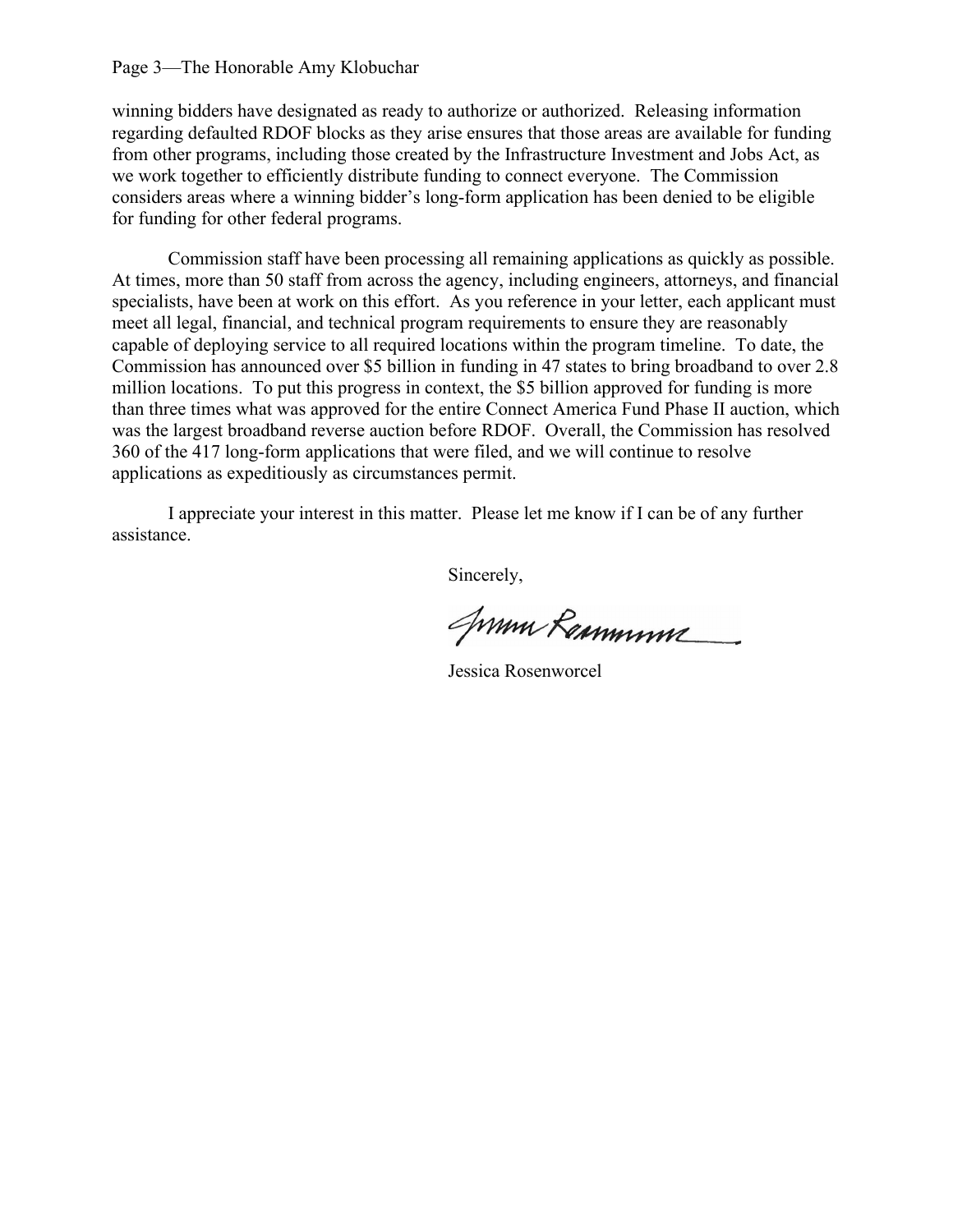winning bidders have designated as ready to authorize or authorized. Releasing information regarding defaulted RDOF blocks as they arise ensures that those areas are available for funding from other programs, including those created by the Infrastructure Investment and Jobs Act, as we work together to efficiently distribute funding to connect everyone. The Commission considers areas where a winning bidder's long-form application has been denied to be eligible for funding for other federal programs.

Commission staff have been processing all remaining applications as quickly as possible. At times, more than 50 staff from across the agency, including engineers, attorneys, and financial specialists, have been at work on this effort. As you reference in your letter, each applicant must meet all legal, financial, and technical program requirements to ensure they are reasonably capable of deploying service to all required locations within the program timeline. To date, the Commission has announced over $5 billion in funding in 47 states to bring broadband to over 2.8 million locations. To put this progress in context, the $5 billion approved for funding is more than three times what was approved for the entire Connect America Fund Phase II auction, which was the largest broadband reverse auction before RDOF. Overall, the Commission has resolved 360 of the 417 long-form applications that were filed, and we will continue to resolve applications as expeditiously as circumstances permit.

I appreciate your interest in this matter. Please let me know if I can be of any further assistance.

Sincerely,

Jessica Rosenworcel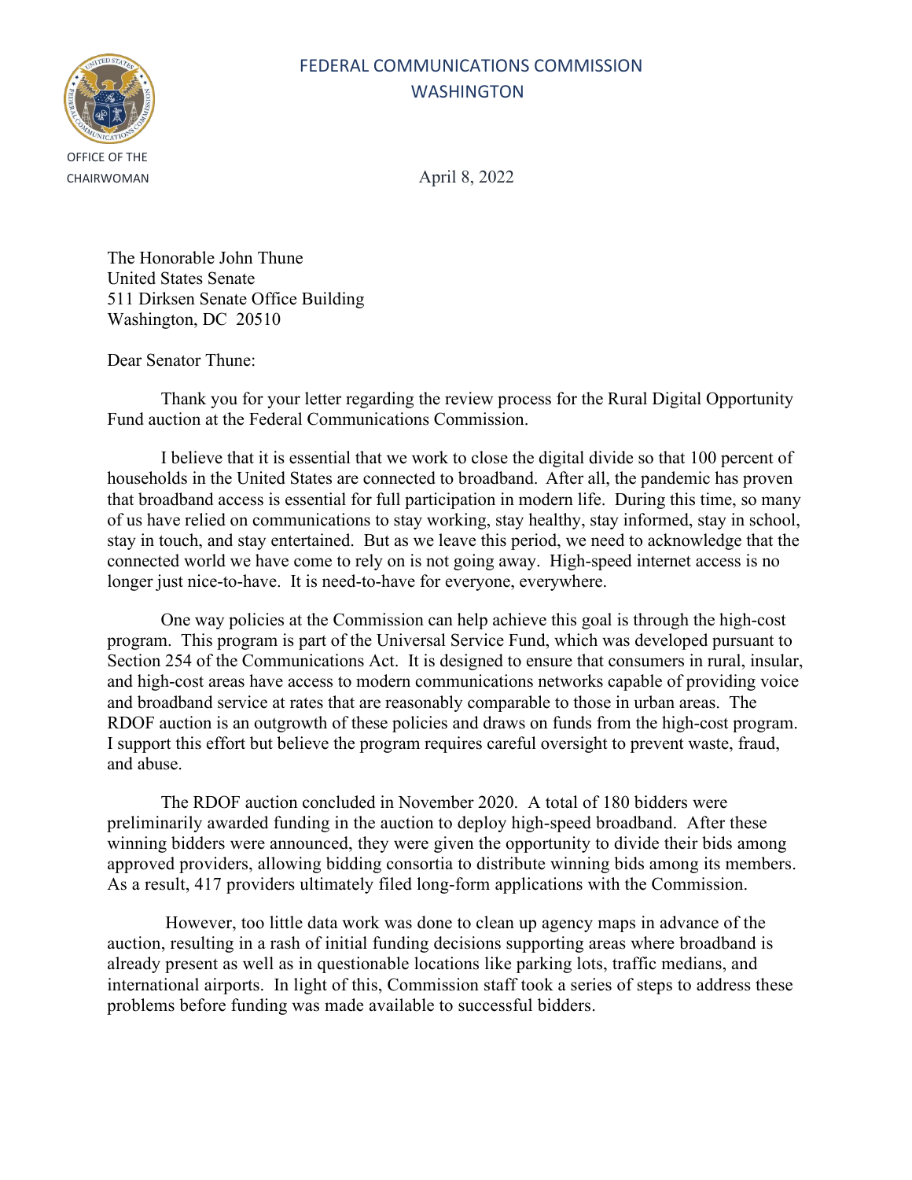FEDERAL COMMUNICATIONS COMMISSION
WASHINGTON

OFFICE OF THE CHAIRWOMAN

April 8, 2022

The Honorable John Thune
United States Senate
511 Dirksen Senate Office Building
Washington, DC 20510

Dear Senator Thune:

Thank you for your letter regarding the review process for the Rural Digital Opportunity Fund auction at the Federal Communications Commission.

I believe that it is essential that we work to close the digital divide so that 100 percent of households in the United States are connected to broadband. After all, the pandemic has proven that broadband access is essential for full participation in modern life. During this time, so many of us have relied on communications to stay working, stay healthy, stay informed, stay in school, stay in touch, and stay entertained. But as we leave this period, we need to acknowledge that the connected world we have come to rely on is not going away. High-speed internet access is no longer just nice-to-have. It is need-to-have for everyone, everywhere.

One way policies at the Commission can help achieve this goal is through the high-cost program. This program is part of the Universal Service Fund, which was developed pursuant to Section 254 of the Communications Act. It is designed to ensure that consumers in rural, insular, and high-cost areas have access to modern communications networks capable of providing voice and broadband service at rates that are reasonably comparable to those in urban areas. The RDOF auction is an outgrowth of these policies and draws on funds from the high-cost program. I support this effort but believe the program requires careful oversight to prevent waste, fraud, and abuse.

The RDOF auction concluded in November 2020. A total of 180 bidders were preliminarily awarded funding in the auction to deploy high-speed broadband. After these winning bidders were announced, they were given the opportunity to divide their bids among approved providers, allowing bidding consortia to distribute winning bids among its members. As a result, 417 providers ultimately filed long-form applications with the Commission.

However, too little data work was done to clean up agency maps in advance of the auction, resulting in a rash of initial funding decisions supporting areas where broadband is already present as well as in questionable locations like parking lots, traffic medians, and international airports. In light of this, Commission staff took a series of steps to address these problems before funding was made available to successful bidders.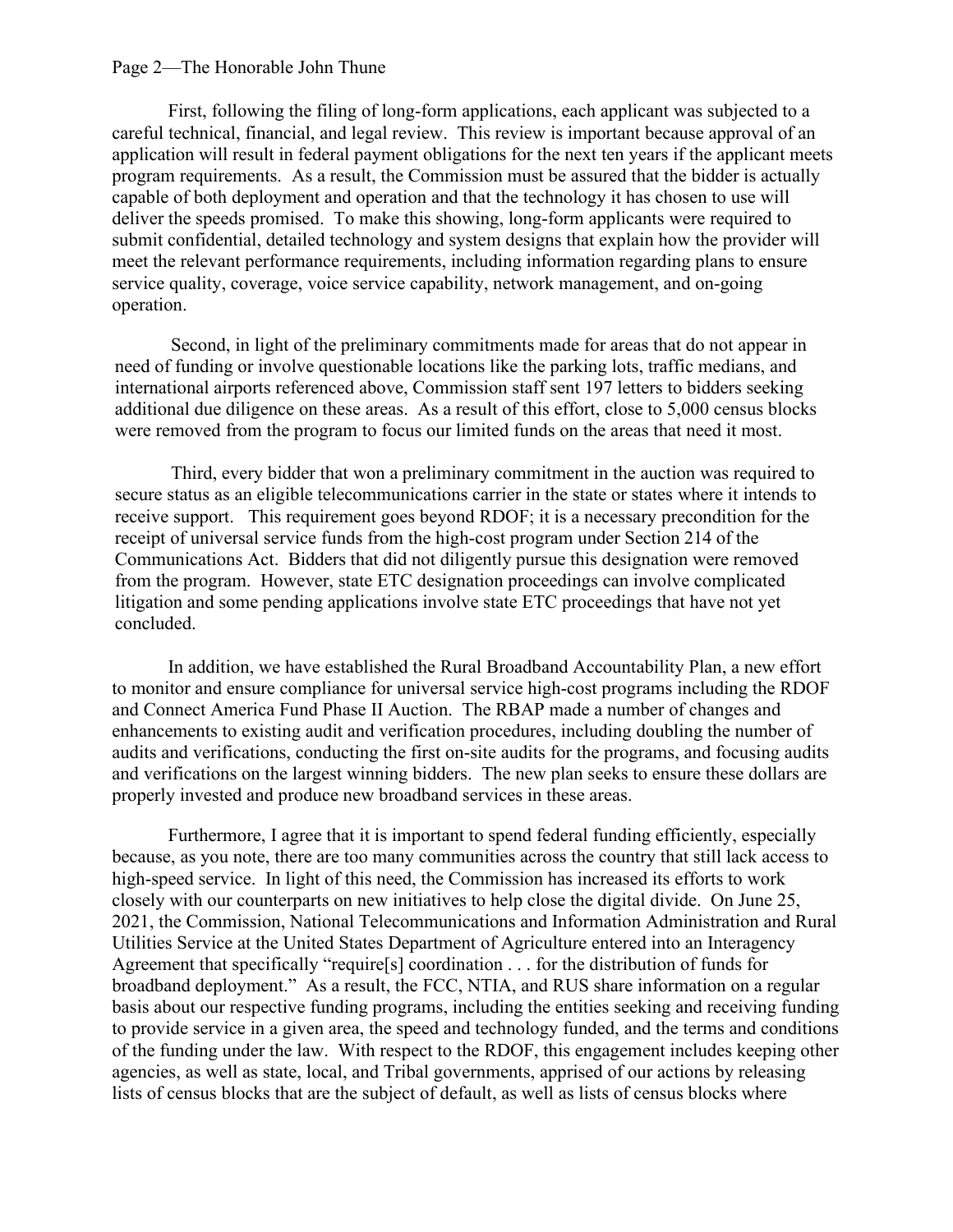First, following the filing of long-form applications, each applicant was subjected to a careful technical, financial, and legal review. This review is important because approval of an application will result in federal payment obligations for the next ten years if the applicant meets program requirements. As a result, the Commission must be assured that the bidder is actually capable of both deployment and operation and that the technology it has chosen to use will deliver the speeds promised. To make this showing, long-form applicants were required to submit confidential, detailed technology and system designs that explain how the provider will meet the relevant performance requirements, including information regarding plans to ensure service quality, coverage, voice service capability, network management, and on-going operation.

Second, in light of the preliminary commitments made for areas that do not appear in need of funding or involve questionable locations like the parking lots, traffic medians, and international airports referenced above, Commission staff sent 197 letters to bidders seeking additional due diligence on these areas. As a result of this effort, close to 5,000 census blocks were removed from the program to focus our limited funds on the areas that need it most.

Third, every bidder that won a preliminary commitment in the auction was required to secure status as an eligible telecommunications carrier in the state or states where it intends to receive support. This requirement goes beyond RDOF; it is a necessary precondition for the receipt of universal service funds from the high-cost program under Section 214 of the Communications Act. Bidders that did not diligently pursue this designation were removed from the program. However, state ETC designation proceedings can involve complicated litigation and some pending applications involve state ETC proceedings that have not yet concluded.

In addition, we have established the Rural Broadband Accountability Plan, a new effort to monitor and ensure compliance for universal service high-cost programs including the RDOF and Connect America Fund Phase II Auction. The RBAP made a number of changes and enhancements to existing audit and verification procedures, including doubling the number of audits and verifications, conducting the first on-site audits for the programs, and focusing audits and verifications on the largest winning bidders. The new plan seeks to ensure these dollars are properly invested and produce new broadband services in these areas.

Furthermore, I agree that it is important to spend federal funding efficiently, especially because, as you note, there are too many communities across the country that still lack access to high-speed service. In light of this need, the Commission has increased its efforts to work closely with our counterparts on new initiatives to help close the digital divide. On June 25, 2021, the Commission, National Telecommunications and Information Administration and Rural Utilities Service at the United States Department of Agriculture entered into an Interagency Agreement that specifically "require[s] coordination . . . for the distribution of funds for broadband deployment." As a result, the FCC, NTIA, and RUS share information on a regular basis about our respective funding programs, including the entities seeking and receiving funding to provide service in a given area, the speed and technology funded, and the terms and conditions of the funding under the law. With respect to the RDOF, this engagement includes keeping other agencies, as well as state, local, and Tribal governments, apprised of our actions by releasing lists of census blocks that are the subject of default, as well as lists of census blocks where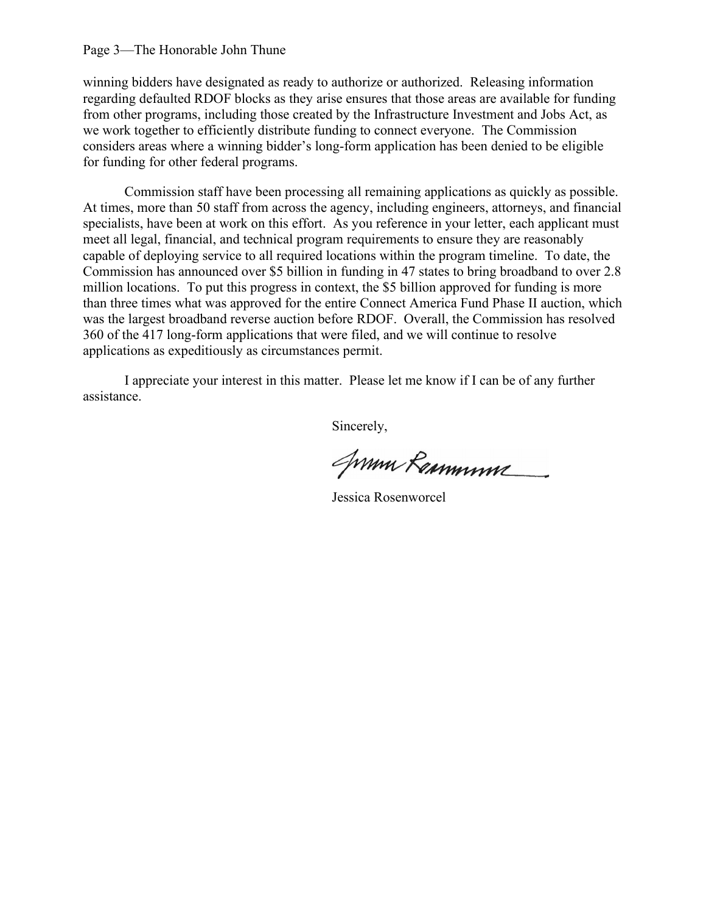winning bidders have designated as ready to authorize or authorized. Releasing information regarding defaulted RDOF blocks as they arise ensures that those areas are available for funding from other programs, including those created by the Infrastructure Investment and Jobs Act, as we work together to efficiently distribute funding to connect everyone. The Commission considers areas where a winning bidder's long-form application has been denied to be eligible for funding for other federal programs.

Commission staff have been processing all remaining applications as quickly as possible. At times, more than 50 staff from across the agency, including engineers, attorneys, and financial specialists, have been at work on this effort. As you reference in your letter, each applicant must meet all legal, financial, and technical program requirements to ensure they are reasonably capable of deploying service to all required locations within the program timeline. To date, the Commission has announced over $5 billion in funding in 47 states to bring broadband to over 2.8 million locations. To put this progress in context, the $5 billion approved for funding is more than three times what was approved for the entire Connect America Fund Phase II auction, which was the largest broadband reverse auction before RDOF. Overall, the Commission has resolved 360 of the 417 long-form applications that were filed, and we will continue to resolve applications as expeditiously as circumstances permit.

I appreciate your interest in this matter. Please let me know if I can be of any further assistance.

Sincerely,

Jessica Rosenworcel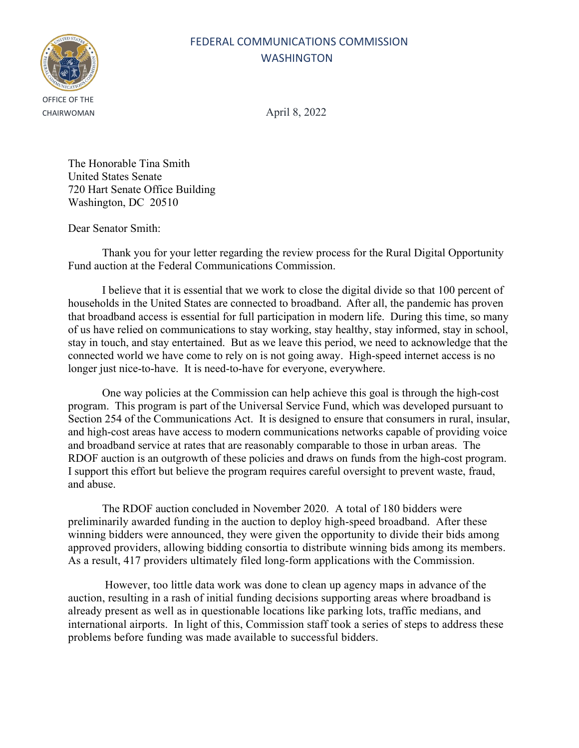FEDERAL COMMUNICATIONS COMMISSION
WASHINGTON

OFFICE OF THE CHAIRWOMAN

April 8, 2022

The Honorable Tina Smith
United States Senate
720 Hart Senate Office Building
Washington, DC 20510

Dear Senator Smith:

Thank you for your letter regarding the review process for the Rural Digital Opportunity Fund auction at the Federal Communications Commission.

I believe that it is essential that we work to close the digital divide so that 100 percent of households in the United States are connected to broadband. After all, the pandemic has proven that broadband access is essential for full participation in modern life. During this time, so many of us have relied on communications to stay working, stay healthy, stay informed, stay in school, stay in touch, and stay entertained. But as we leave this period, we need to acknowledge that the connected world we have come to rely on is not going away. High-speed internet access is no longer just nice-to-have. It is need-to-have for everyone, everywhere.

One way policies at the Commission can help achieve this goal is through the high-cost program. This program is part of the Universal Service Fund, which was developed pursuant to Section 254 of the Communications Act. It is designed to ensure that consumers in rural, insular, and high-cost areas have access to modern communications networks capable of providing voice and broadband service at rates that are reasonably comparable to those in urban areas. The RDOF auction is an outgrowth of these policies and draws on funds from the high-cost program. I support this effort but believe the program requires careful oversight to prevent waste, fraud, and abuse.

The RDOF auction concluded in November 2020. A total of 180 bidders were preliminarily awarded funding in the auction to deploy high-speed broadband. After these winning bidders were announced, they were given the opportunity to divide their bids among approved providers, allowing bidding consortia to distribute winning bids among its members. As a result, 417 providers ultimately filed long-form applications with the Commission.

However, too little data work was done to clean up agency maps in advance of the auction, resulting in a rash of initial funding decisions supporting areas where broadband is already present as well as in questionable locations like parking lots, traffic medians, and international airports. In light of this, Commission staff took a series of steps to address these problems before funding was made available to successful bidders.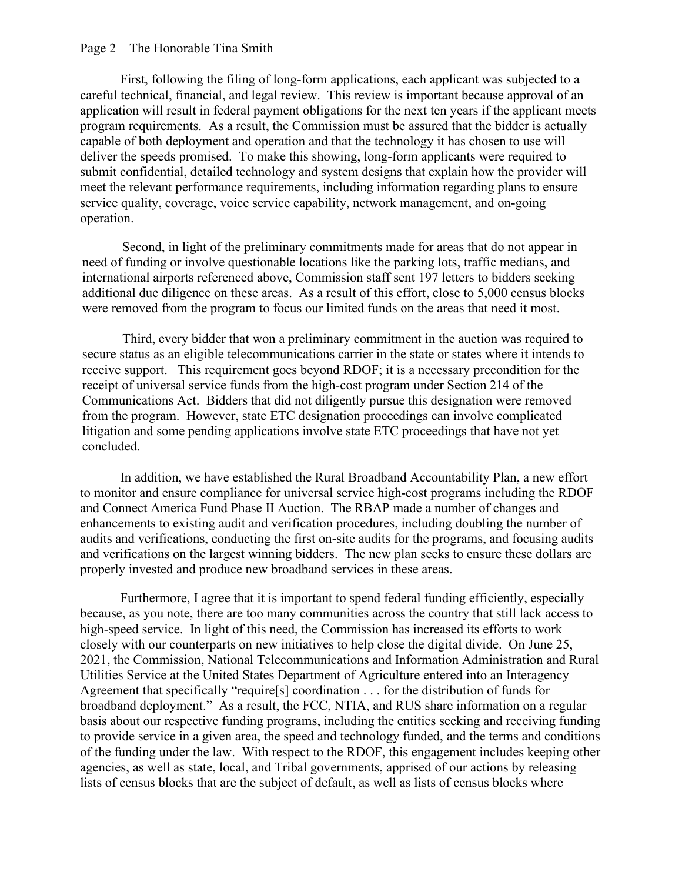First, following the filing of long-form applications, each applicant was subjected to a careful technical, financial, and legal review. This review is important because approval of an application will result in federal payment obligations for the next ten years if the applicant meets program requirements. As a result, the Commission must be assured that the bidder is actually capable of both deployment and operation and that the technology it has chosen to use will deliver the speeds promised. To make this showing, long-form applicants were required to submit confidential, detailed technology and system designs that explain how the provider will meet the relevant performance requirements, including information regarding plans to ensure service quality, coverage, voice service capability, network management, and on-going operation.

Second, in light of the preliminary commitments made for areas that do not appear in need of funding or involve questionable locations like the parking lots, traffic medians, and international airports referenced above, Commission staff sent 197 letters to bidders seeking additional due diligence on these areas. As a result of this effort, close to 5,000 census blocks were removed from the program to focus our limited funds on the areas that need it most.

Third, every bidder that won a preliminary commitment in the auction was required to secure status as an eligible telecommunications carrier in the state or states where it intends to receive support. This requirement goes beyond RDOF; it is a necessary precondition for the receipt of universal service funds from the high-cost program under Section 214 of the Communications Act. Bidders that did not diligently pursue this designation were removed from the program. However, state ETC designation proceedings can involve complicated litigation and some pending applications involve state ETC proceedings that have not yet concluded.

In addition, we have established the Rural Broadband Accountability Plan, a new effort to monitor and ensure compliance for universal service high-cost programs including the RDOF and Connect America Fund Phase II Auction. The RBAP made a number of changes and enhancements to existing audit and verification procedures, including doubling the number of audits and verifications, conducting the first on-site audits for the programs, and focusing audits and verifications on the largest winning bidders. The new plan seeks to ensure these dollars are properly invested and produce new broadband services in these areas.

Furthermore, I agree that it is important to spend federal funding efficiently, especially because, as you note, there are too many communities across the country that still lack access to high-speed service. In light of this need, the Commission has increased its efforts to work closely with our counterparts on new initiatives to help close the digital divide. On June 25, 2021, the Commission, National Telecommunications and Information Administration and Rural Utilities Service at the United States Department of Agriculture entered into an Interagency Agreement that specifically "require[s] coordination . . . for the distribution of funds for broadband deployment." As a result, the FCC, NTIA, and RUS share information on a regular basis about our respective funding programs, including the entities seeking and receiving funding to provide service in a given area, the speed and technology funded, and the terms and conditions of the funding under the law. With respect to the RDOF, this engagement includes keeping other agencies, as well as state, local, and Tribal governments, apprised of our actions by releasing lists of census blocks that are the subject of default, as well as lists of census blocks where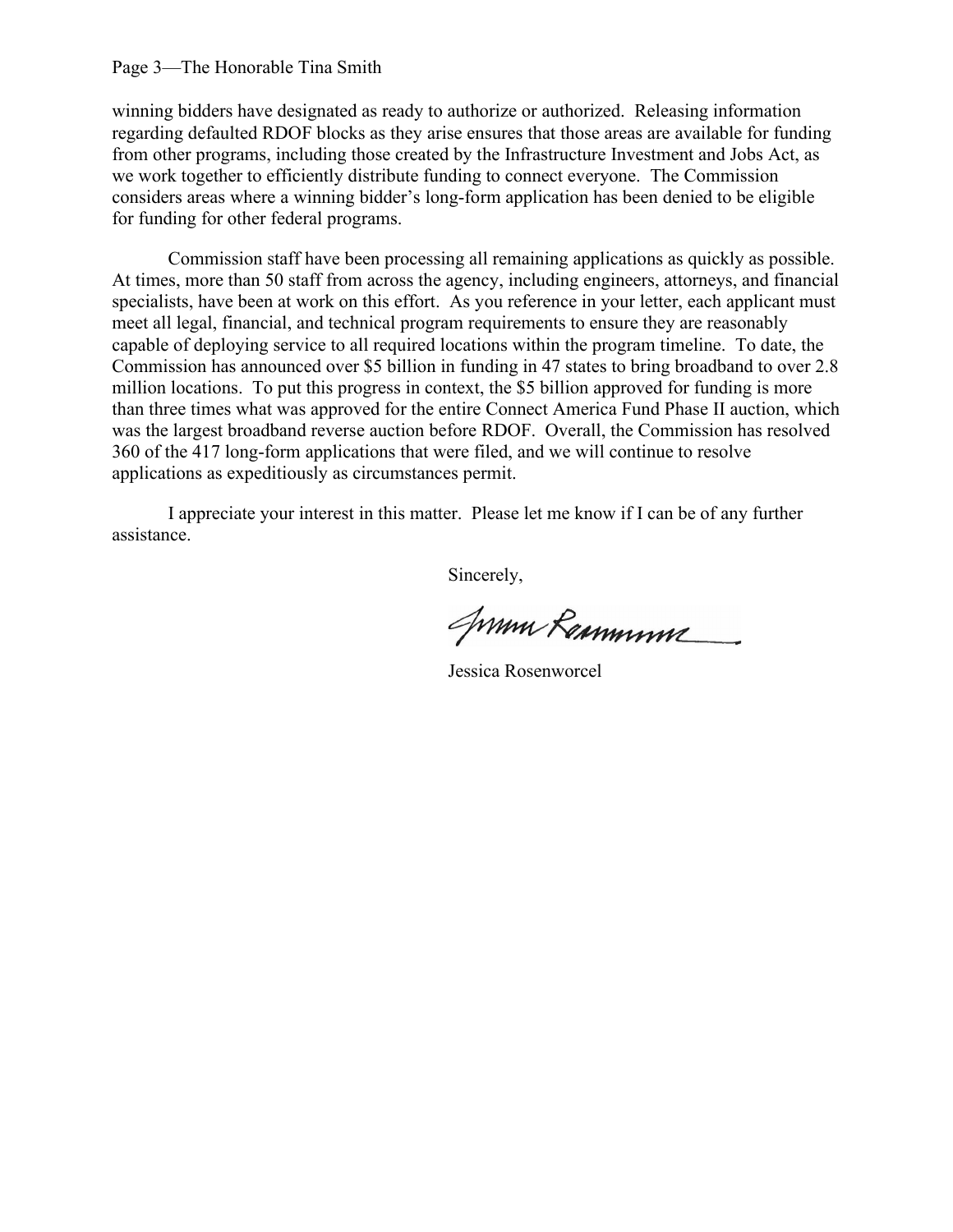winning bidders have designated as ready to authorize or authorized. Releasing information regarding defaulted RDOF blocks as they arise ensures that those areas are available for funding from other programs, including those created by the Infrastructure Investment and Jobs Act, as we work together to efficiently distribute funding to connect everyone. The Commission considers areas where a winning bidder's long-form application has been denied to be eligible for funding for other federal programs.

Commission staff have been processing all remaining applications as quickly as possible. At times, more than 50 staff from across the agency, including engineers, attorneys, and financial specialists, have been at work on this effort. As you reference in your letter, each applicant must meet all legal, financial, and technical program requirements to ensure they are reasonably capable of deploying service to all required locations within the program timeline. To date, the Commission has announced over $5 billion in funding in 47 states to bring broadband to over 2.8 million locations. To put this progress in context, the $5 billion approved for funding is more than three times what was approved for the entire Connect America Fund Phase II auction, which was the largest broadband reverse auction before RDOF. Overall, the Commission has resolved 360 of the 417 long-form applications that were filed, and we will continue to resolve applications as expeditiously as circumstances permit.

I appreciate your interest in this matter. Please let me know if I can be of any further assistance.

Sincerely,

Jessica Rosenworcel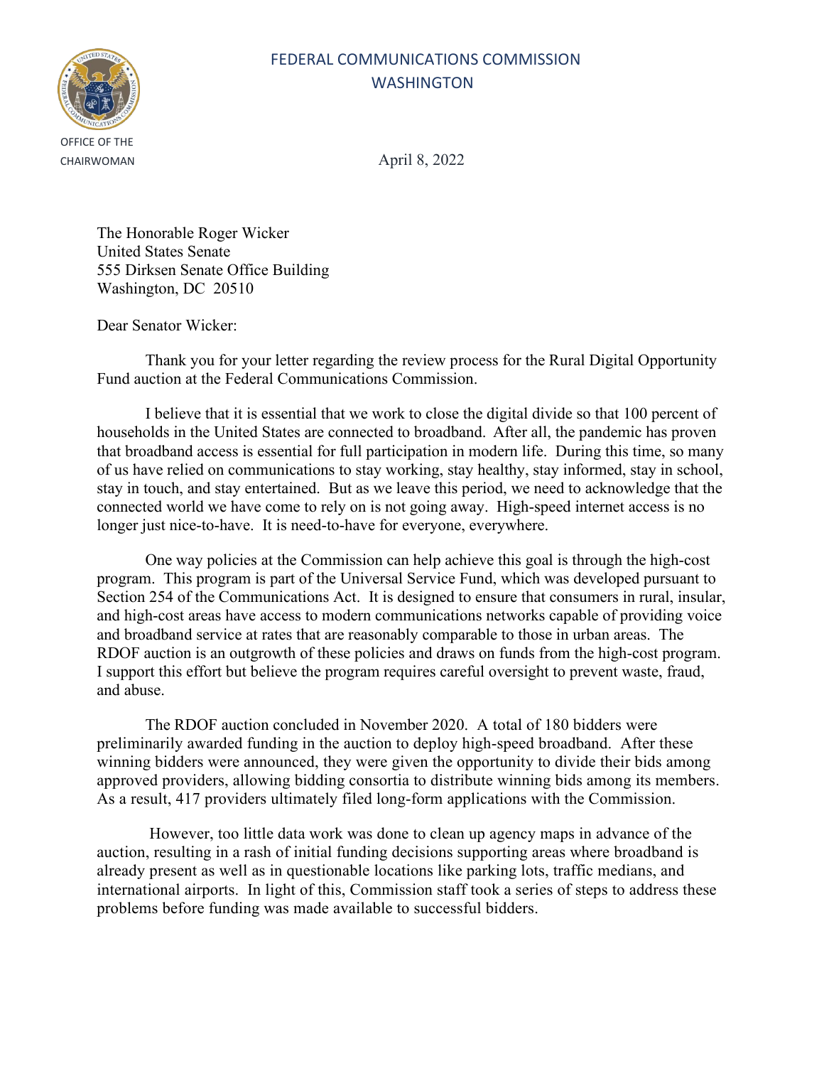FEDERAL COMMUNICATIONS COMMISSION
WASHINGTON

OFFICE OF THE CHAIRWOMAN

April 8, 2022

The Honorable Roger Wicker
United States Senate
555 Dirksen Senate Office Building
Washington, DC 20510

Dear Senator Wicker:

Thank you for your letter regarding the review process for the Rural Digital Opportunity Fund auction at the Federal Communications Commission.

I believe that it is essential that we work to close the digital divide so that 100 percent of households in the United States are connected to broadband. After all, the pandemic has proven that broadband access is essential for full participation in modern life. During this time, so many of us have relied on communications to stay working, stay healthy, stay informed, stay in school, stay in touch, and stay entertained. But as we leave this period, we need to acknowledge that the connected world we have come to rely on is not going away. High-speed internet access is no longer just nice-to-have. It is need-to-have for everyone, everywhere.

One way policies at the Commission can help achieve this goal is through the high-cost program. This program is part of the Universal Service Fund, which was developed pursuant to Section 254 of the Communications Act. It is designed to ensure that consumers in rural, insular, and high-cost areas have access to modern communications networks capable of providing voice and broadband service at rates that are reasonably comparable to those in urban areas. The RDOF auction is an outgrowth of these policies and draws on funds from the high-cost program. I support this effort but believe the program requires careful oversight to prevent waste, fraud, and abuse.

The RDOF auction concluded in November 2020. A total of 180 bidders were preliminarily awarded funding in the auction to deploy high-speed broadband. After these winning bidders were announced, they were given the opportunity to divide their bids among approved providers, allowing bidding consortia to distribute winning bids among its members. As a result, 417 providers ultimately filed long-form applications with the Commission.

However, too little data work was done to clean up agency maps in advance of the auction, resulting in a rash of initial funding decisions supporting areas where broadband is already present as well as in questionable locations like parking lots, traffic medians, and international airports. In light of this, Commission staff took a series of steps to address these problems before funding was made available to successful bidders.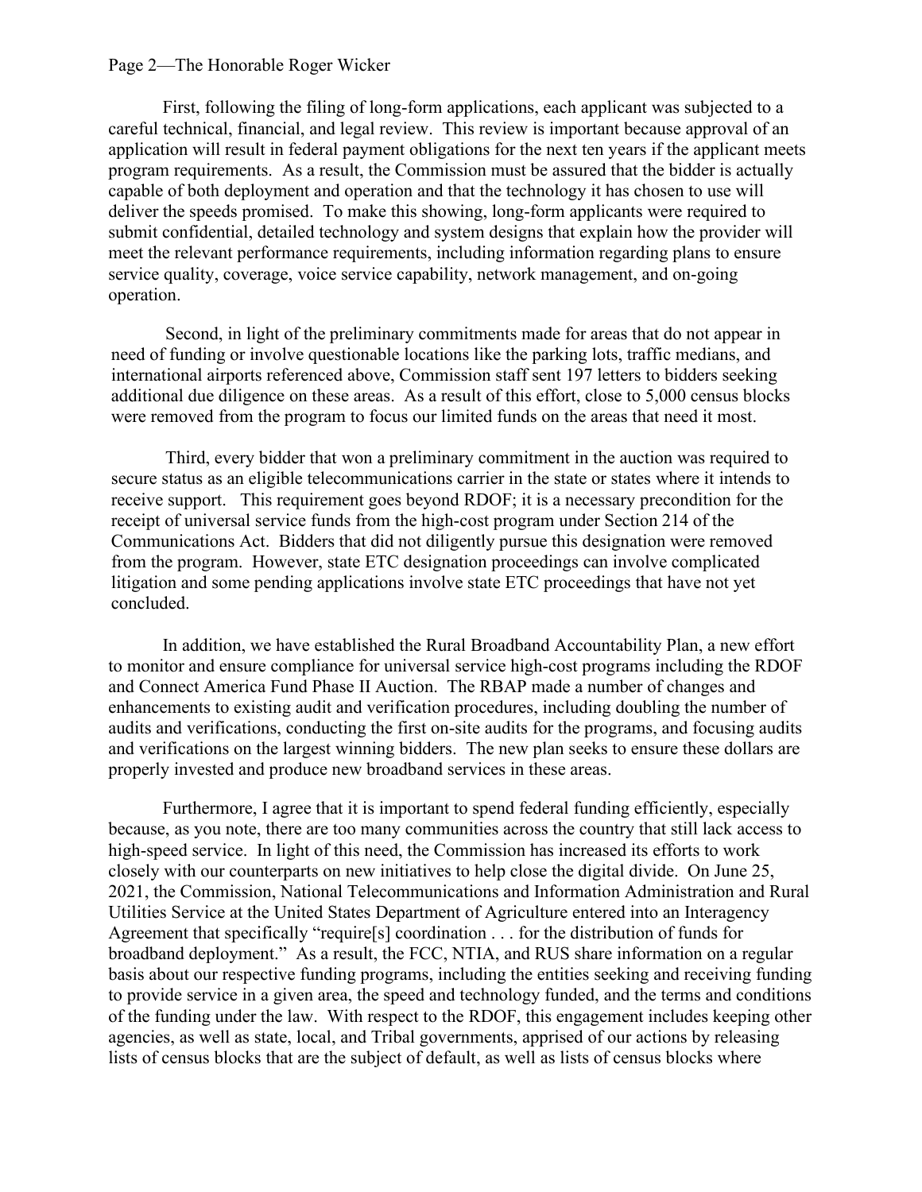First, following the filing of long-form applications, each applicant was subjected to a careful technical, financial, and legal review. This review is important because approval of an application will result in federal payment obligations for the next ten years if the applicant meets program requirements. As a result, the Commission must be assured that the bidder is actually capable of both deployment and operation and that the technology it has chosen to use will deliver the speeds promised. To make this showing, long-form applicants were required to submit confidential, detailed technology and system designs that explain how the provider will meet the relevant performance requirements, including information regarding plans to ensure service quality, coverage, voice service capability, network management, and on-going operation.

Second, in light of the preliminary commitments made for areas that do not appear in need of funding or involve questionable locations like the parking lots, traffic medians, and international airports referenced above, Commission staff sent 197 letters to bidders seeking additional due diligence on these areas. As a result of this effort, close to 5,000 census blocks were removed from the program to focus our limited funds on the areas that need it most.

Third, every bidder that won a preliminary commitment in the auction was required to secure status as an eligible telecommunications carrier in the state or states where it intends to receive support. This requirement goes beyond RDOF; it is a necessary precondition for the receipt of universal service funds from the high-cost program under Section 214 of the Communications Act. Bidders that did not diligently pursue this designation were removed from the program. However, state ETC designation proceedings can involve complicated litigation and some pending applications involve state ETC proceedings that have not yet concluded.

In addition, we have established the Rural Broadband Accountability Plan, a new effort to monitor and ensure compliance for universal service high-cost programs including the RDOF and Connect America Fund Phase II Auction. The RBAP made a number of changes and enhancements to existing audit and verification procedures, including doubling the number of audits and verifications, conducting the first on-site audits for the programs, and focusing audits and verifications on the largest winning bidders. The new plan seeks to ensure these dollars are properly invested and produce new broadband services in these areas.

Furthermore, I agree that it is important to spend federal funding efficiently, especially because, as you note, there are too many communities across the country that still lack access to high-speed service. In light of this need, the Commission has increased its efforts to work closely with our counterparts on new initiatives to help close the digital divide. On June 25, 2021, the Commission, National Telecommunications and Information Administration and Rural Utilities Service at the United States Department of Agriculture entered into an Interagency Agreement that specifically "require[s] coordination . . . for the distribution of funds for broadband deployment." As a result, the FCC, NTIA, and RUS share information on a regular basis about our respective funding programs, including the entities seeking and receiving funding to provide service in a given area, the speed and technology funded, and the terms and conditions of the funding under the law. With respect to the RDOF, this engagement includes keeping other agencies, as well as state, local, and Tribal governments, apprised of our actions by releasing lists of census blocks that are the subject of default, as well as lists of census blocks where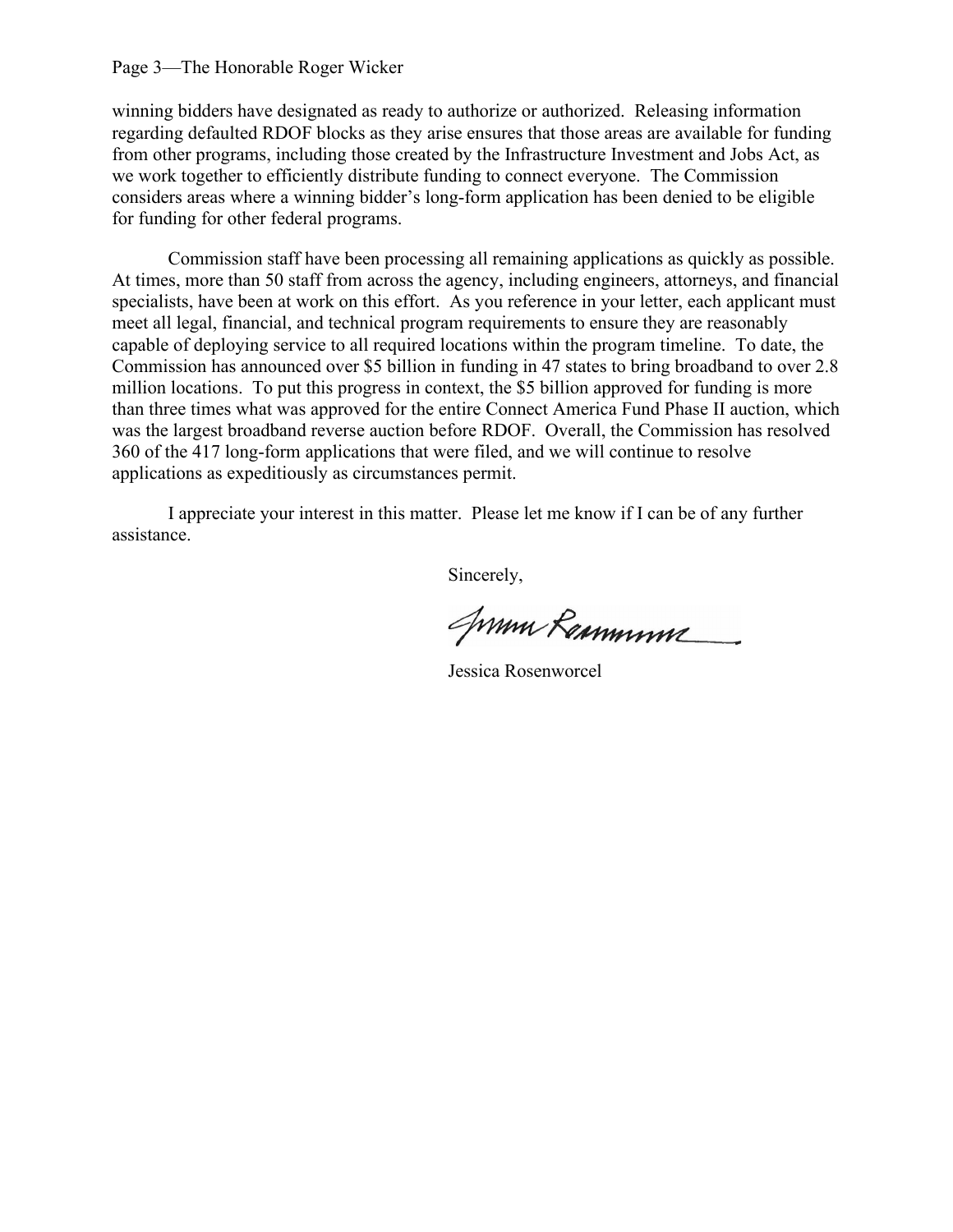winning bidders have designated as ready to authorize or authorized. Releasing information regarding defaulted RDOF blocks as they arise ensures that those areas are available for funding from other programs, including those created by the Infrastructure Investment and Jobs Act, as we work together to efficiently distribute funding to connect everyone. The Commission considers areas where a winning bidder's long-form application has been denied to be eligible for funding for other federal programs.

Commission staff have been processing all remaining applications as quickly as possible. At times, more than 50 staff from across the agency, including engineers, attorneys, and financial specialists, have been at work on this effort. As you reference in your letter, each applicant must meet all legal, financial, and technical program requirements to ensure they are reasonably capable of deploying service to all required locations within the program timeline. To date, the Commission has announced over $5 billion in funding in 47 states to bring broadband to over 2.8 million locations. To put this progress in context, the $5 billion approved for funding is more than three times what was approved for the entire Connect America Fund Phase II auction, which was the largest broadband reverse auction before RDOF. Overall, the Commission has resolved 360 of the 417 long-form applications that were filed, and we will continue to resolve applications as expeditiously as circumstances permit.

I appreciate your interest in this matter. Please let me know if I can be of any further assistance.

Sincerely,

Jessica Rosenworcel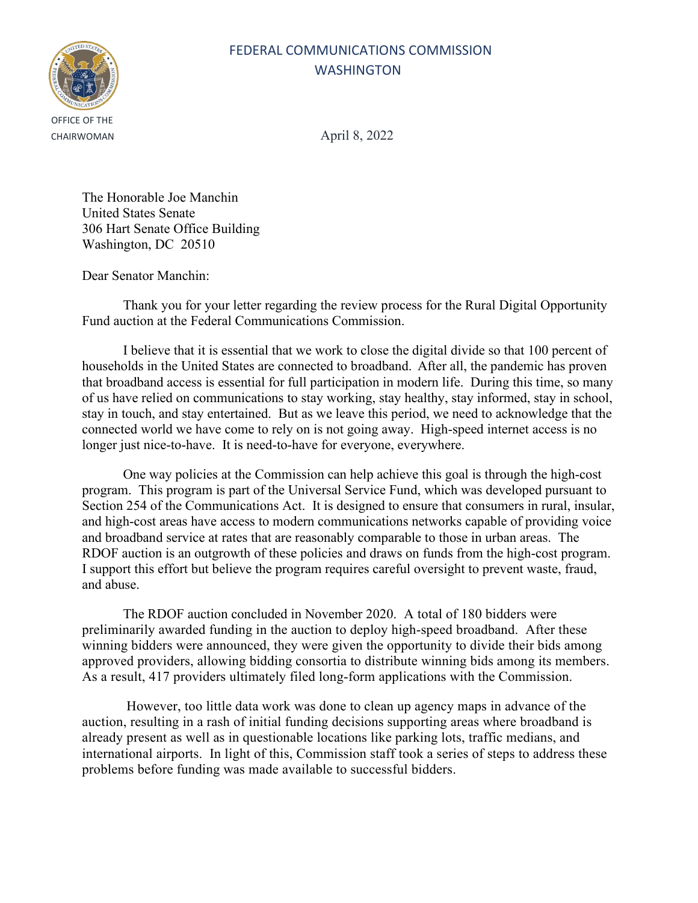FEDERAL COMMUNICATIONS COMMISSION
WASHINGTON

OFFICE OF THE CHAIRWOMAN

April 8, 2022

The Honorable Joe Manchin
United States Senate
306 Hart Senate Office Building
Washington, DC 20510

Dear Senator Manchin:

Thank you for your letter regarding the review process for the Rural Digital Opportunity Fund auction at the Federal Communications Commission.

I believe that it is essential that we work to close the digital divide so that 100 percent of households in the United States are connected to broadband. After all, the pandemic has proven that broadband access is essential for full participation in modern life. During this time, so many of us have relied on communications to stay working, stay healthy, stay informed, stay in school, stay in touch, and stay entertained. But as we leave this period, we need to acknowledge that the connected world we have come to rely on is not going away. High-speed internet access is no longer just nice-to-have. It is need-to-have for everyone, everywhere.

One way policies at the Commission can help achieve this goal is through the high-cost program. This program is part of the Universal Service Fund, which was developed pursuant to Section 254 of the Communications Act. It is designed to ensure that consumers in rural, insular, and high-cost areas have access to modern communications networks capable of providing voice and broadband service at rates that are reasonably comparable to those in urban areas. The RDOF auction is an outgrowth of these policies and draws on funds from the high-cost program. I support this effort but believe the program requires careful oversight to prevent waste, fraud, and abuse.

The RDOF auction concluded in November 2020. A total of 180 bidders were preliminarily awarded funding in the auction to deploy high-speed broadband. After these winning bidders were announced, they were given the opportunity to divide their bids among approved providers, allowing bidding consortia to distribute winning bids among its members. As a result, 417 providers ultimately filed long-form applications with the Commission.

However, too little data work was done to clean up agency maps in advance of the auction, resulting in a rash of initial funding decisions supporting areas where broadband is already present as well as in questionable locations like parking lots, traffic medians, and international airports. In light of this, Commission staff took a series of steps to address these problems before funding was made available to successful bidders.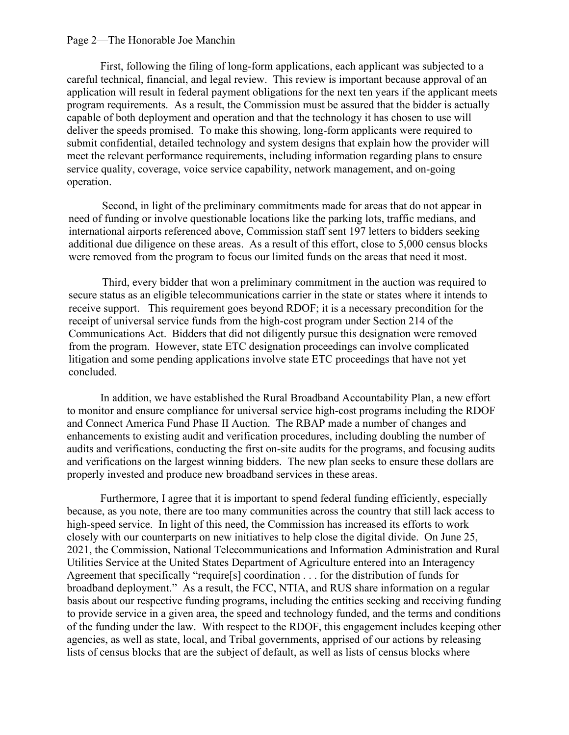First, following the filing of long-form applications, each applicant was subjected to a careful technical, financial, and legal review. This review is important because approval of an application will result in federal payment obligations for the next ten years if the applicant meets program requirements. As a result, the Commission must be assured that the bidder is actually capable of both deployment and operation and that the technology it has chosen to use will deliver the speeds promised. To make this showing, long-form applicants were required to submit confidential, detailed technology and system designs that explain how the provider will meet the relevant performance requirements, including information regarding plans to ensure service quality, coverage, voice service capability, network management, and on-going operation.

Second, in light of the preliminary commitments made for areas that do not appear in need of funding or involve questionable locations like the parking lots, traffic medians, and international airports referenced above, Commission staff sent 197 letters to bidders seeking additional due diligence on these areas. As a result of this effort, close to 5,000 census blocks were removed from the program to focus our limited funds on the areas that need it most.

Third, every bidder that won a preliminary commitment in the auction was required to secure status as an eligible telecommunications carrier in the state or states where it intends to receive support. This requirement goes beyond RDOF; it is a necessary precondition for the receipt of universal service funds from the high-cost program under Section 214 of the Communications Act. Bidders that did not diligently pursue this designation were removed from the program. However, state ETC designation proceedings can involve complicated litigation and some pending applications involve state ETC proceedings that have not yet concluded.

In addition, we have established the Rural Broadband Accountability Plan, a new effort to monitor and ensure compliance for universal service high-cost programs including the RDOF and Connect America Fund Phase II Auction. The RBAP made a number of changes and enhancements to existing audit and verification procedures, including doubling the number of audits and verifications, conducting the first on-site audits for the programs, and focusing audits and verifications on the largest winning bidders. The new plan seeks to ensure these dollars are properly invested and produce new broadband services in these areas.

Furthermore, I agree that it is important to spend federal funding efficiently, especially because, as you note, there are too many communities across the country that still lack access to high-speed service. In light of this need, the Commission has increased its efforts to work closely with our counterparts on new initiatives to help close the digital divide. On June 25, 2021, the Commission, National Telecommunications and Information Administration and Rural Utilities Service at the United States Department of Agriculture entered into an Interagency Agreement that specifically "require[s] coordination . . . for the distribution of funds for broadband deployment." As a result, the FCC, NTIA, and RUS share information on a regular basis about our respective funding programs, including the entities seeking and receiving funding to provide service in a given area, the speed and technology funded, and the terms and conditions of the funding under the law. With respect to the RDOF, this engagement includes keeping other agencies, as well as state, local, and Tribal governments, apprised of our actions by releasing lists of census blocks that are the subject of default, as well as lists of census blocks where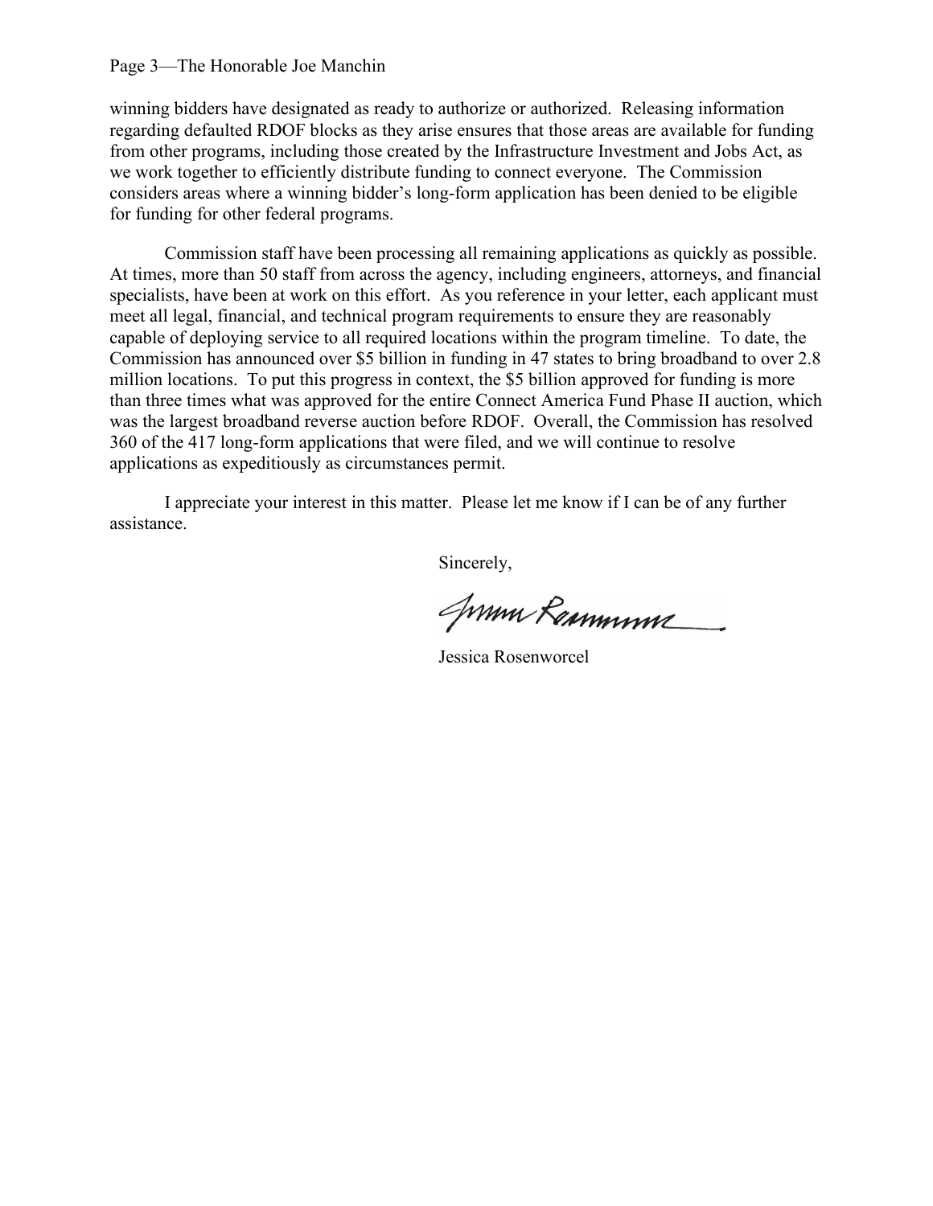winning bidders have designated as ready to authorize or authorized. Releasing information regarding defaulted RDOF blocks as they arise ensures that those areas are available for funding from other programs, including those created by the Infrastructure Investment and Jobs Act, as we work together to efficiently distribute funding to connect everyone. The Commission considers areas where a winning bidder's long-form application has been denied to be eligible for funding for other federal programs.

Commission staff have been processing all remaining applications as quickly as possible. At times, more than 50 staff from across the agency, including engineers, attorneys, and financial specialists, have been at work on this effort. As you reference in your letter, each applicant must meet all legal, financial, and technical program requirements to ensure they are reasonably capable of deploying service to all required locations within the program timeline. To date, the Commission has announced over $5 billion in funding in 47 states to bring broadband to over 2.8 million locations. To put this progress in context, the $5 billion approved for funding is more than three times what was approved for the entire Connect America Fund Phase II auction, which was the largest broadband reverse auction before RDOF. Overall, the Commission has resolved 360 of the 417 long-form applications that were filed, and we will continue to resolve applications as expeditiously as circumstances permit.

I appreciate your interest in this matter. Please let me know if I can be of any further assistance.

Sincerely,

Jessica Rosenworcel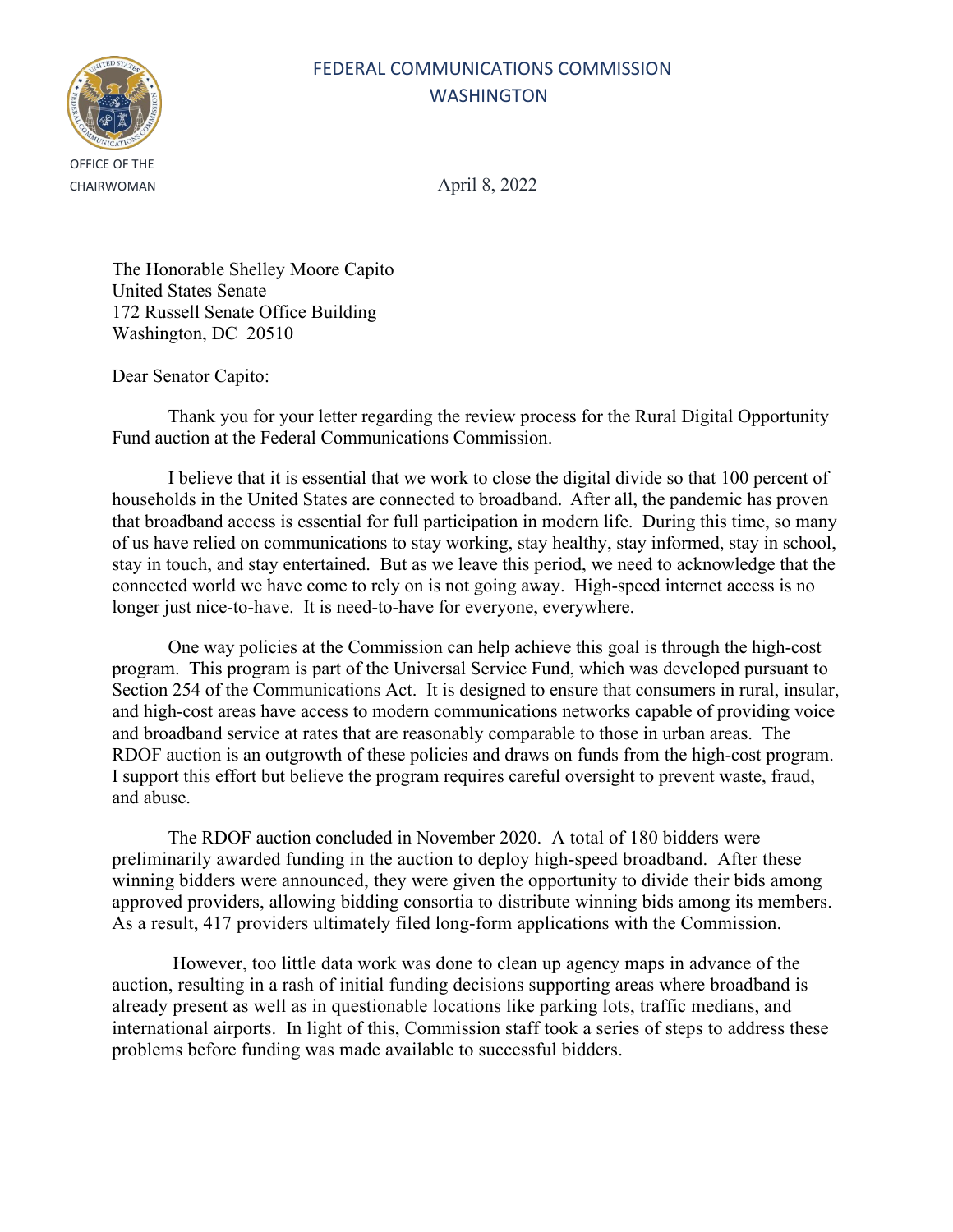FEDERAL COMMUNICATIONS COMMISSION
WASHINGTON

OFFICE OF THE
CHAIRWOMAN

April 8, 2022

The Honorable Shelley Moore Capito
United States Senate
172 Russell Senate Office Building
Washington, DC 20510

Dear Senator Capito:

Thank you for your letter regarding the review process for the Rural Digital Opportunity Fund auction at the Federal Communications Commission.

I believe that it is essential that we work to close the digital divide so that 100 percent of households in the United States are connected to broadband. After all, the pandemic has proven that broadband access is essential for full participation in modern life. During this time, so many of us have relied on communications to stay working, stay healthy, stay informed, stay in school, stay in touch, and stay entertained. But as we leave this period, we need to acknowledge that the connected world we have come to rely on is not going away. High-speed internet access is no longer just nice-to-have. It is need-to-have for everyone, everywhere.

One way policies at the Commission can help achieve this goal is through the high-cost program. This program is part of the Universal Service Fund, which was developed pursuant to Section 254 of the Communications Act. It is designed to ensure that consumers in rural, insular, and high-cost areas have access to modern communications networks capable of providing voice and broadband service at rates that are reasonably comparable to those in urban areas. The RDOF auction is an outgrowth of these policies and draws on funds from the high-cost program. I support this effort but believe the program requires careful oversight to prevent waste, fraud, and abuse.

The RDOF auction concluded in November 2020. A total of 180 bidders were preliminarily awarded funding in the auction to deploy high-speed broadband. After these winning bidders were announced, they were given the opportunity to divide their bids among approved providers, allowing bidding consortia to distribute winning bids among its members. As a result, 417 providers ultimately filed long-form applications with the Commission.

However, too little data work was done to clean up agency maps in advance of the auction, resulting in a rash of initial funding decisions supporting areas where broadband is already present as well as in questionable locations like parking lots, traffic medians, and international airports. In light of this, Commission staff took a series of steps to address these problems before funding was made available to successful bidders.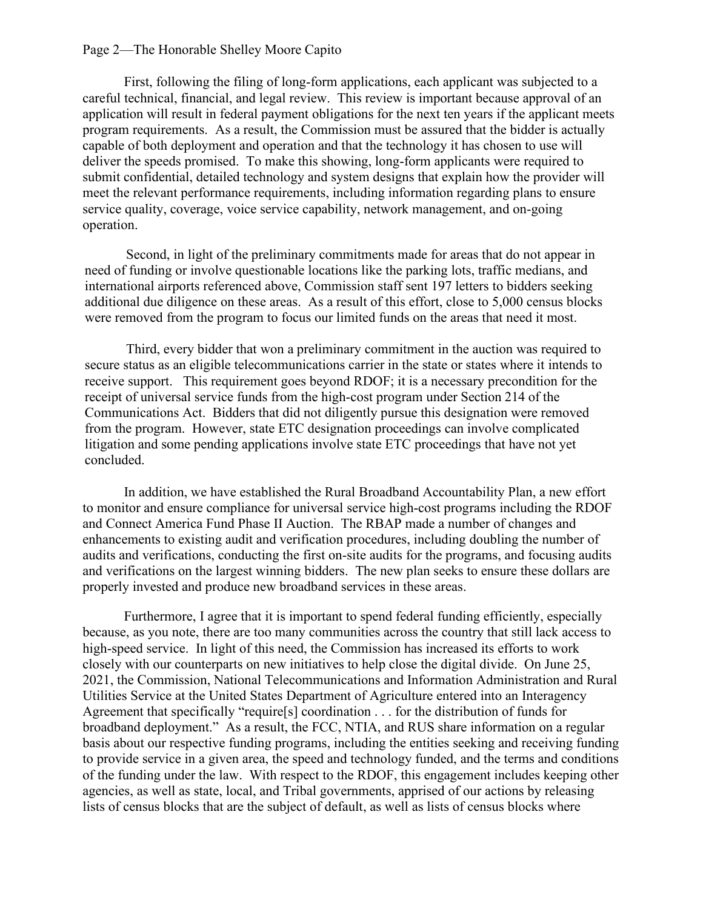First, following the filing of long-form applications, each applicant was subjected to a careful technical, financial, and legal review. This review is important because approval of an application will result in federal payment obligations for the next ten years if the applicant meets program requirements. As a result, the Commission must be assured that the bidder is actually capable of both deployment and operation and that the technology it has chosen to use will deliver the speeds promised. To make this showing, long-form applicants were required to submit confidential, detailed technology and system designs that explain how the provider will meet the relevant performance requirements, including information regarding plans to ensure service quality, coverage, voice service capability, network management, and on-going operation.

Second, in light of the preliminary commitments made for areas that do not appear in need of funding or involve questionable locations like the parking lots, traffic medians, and international airports referenced above, Commission staff sent 197 letters to bidders seeking additional due diligence on these areas. As a result of this effort, close to 5,000 census blocks were removed from the program to focus our limited funds on the areas that need it most.

Third, every bidder that won a preliminary commitment in the auction was required to secure status as an eligible telecommunications carrier in the state or states where it intends to receive support. This requirement goes beyond RDOF; it is a necessary precondition for the receipt of universal service funds from the high-cost program under Section 214 of the Communications Act. Bidders that did not diligently pursue this designation were removed from the program. However, state ETC designation proceedings can involve complicated litigation and some pending applications involve state ETC proceedings that have not yet concluded.

In addition, we have established the Rural Broadband Accountability Plan, a new effort to monitor and ensure compliance for universal service high-cost programs including the RDOF and Connect America Fund Phase II Auction. The RBAP made a number of changes and enhancements to existing audit and verification procedures, including doubling the number of audits and verifications, conducting the first on-site audits for the programs, and focusing audits and verifications on the largest winning bidders. The new plan seeks to ensure these dollars are properly invested and produce new broadband services in these areas.

Furthermore, I agree that it is important to spend federal funding efficiently, especially because, as you note, there are too many communities across the country that still lack access to high-speed service. In light of this need, the Commission has increased its efforts to work closely with our counterparts on new initiatives to help close the digital divide. On June 25, 2021, the Commission, National Telecommunications and Information Administration and Rural Utilities Service at the United States Department of Agriculture entered into an Interagency Agreement that specifically "require[s] coordination . . . for the distribution of funds for broadband deployment." As a result, the FCC, NTIA, and RUS share information on a regular basis about our respective funding programs, including the entities seeking and receiving funding to provide service in a given area, the speed and technology funded, and the terms and conditions of the funding under the law. With respect to the RDOF, this engagement includes keeping other agencies, as well as state, local, and Tribal governments, apprised of our actions by releasing lists of census blocks that are the subject of default, as well as lists of census blocks where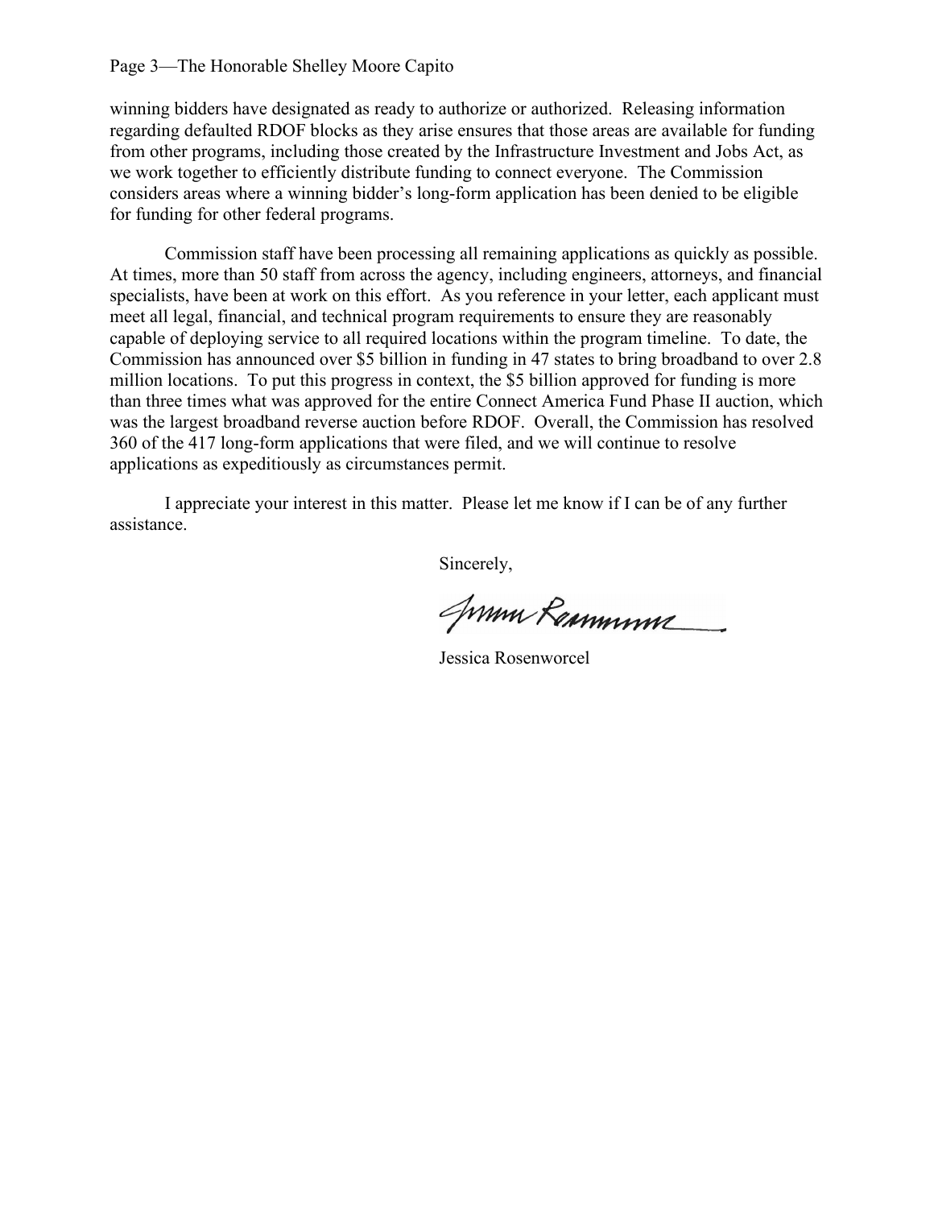winning bidders have designated as ready to authorize or authorized. Releasing information regarding defaulted RDOF blocks as they arise ensures that those areas are available for funding from other programs, including those created by the Infrastructure Investment and Jobs Act, as we work together to efficiently distribute funding to connect everyone. The Commission considers areas where a winning bidder's long-form application has been denied to be eligible for funding for other federal programs.

Commission staff have been processing all remaining applications as quickly as possible. At times, more than 50 staff from across the agency, including engineers, attorneys, and financial specialists, have been at work on this effort. As you reference in your letter, each applicant must meet all legal, financial, and technical program requirements to ensure they are reasonably capable of deploying service to all required locations within the program timeline. To date, the Commission has announced over $5 billion in funding in 47 states to bring broadband to over 2.8 million locations. To put this progress in context, the $5 billion approved for funding is more than three times what was approved for the entire Connect America Fund Phase II auction, which was the largest broadband reverse auction before RDOF. Overall, the Commission has resolved 360 of the 417 long-form applications that were filed, and we will continue to resolve applications as expeditiously as circumstances permit.

I appreciate your interest in this matter. Please let me know if I can be of any further assistance.

Sincerely,

Jessica Rosenworcel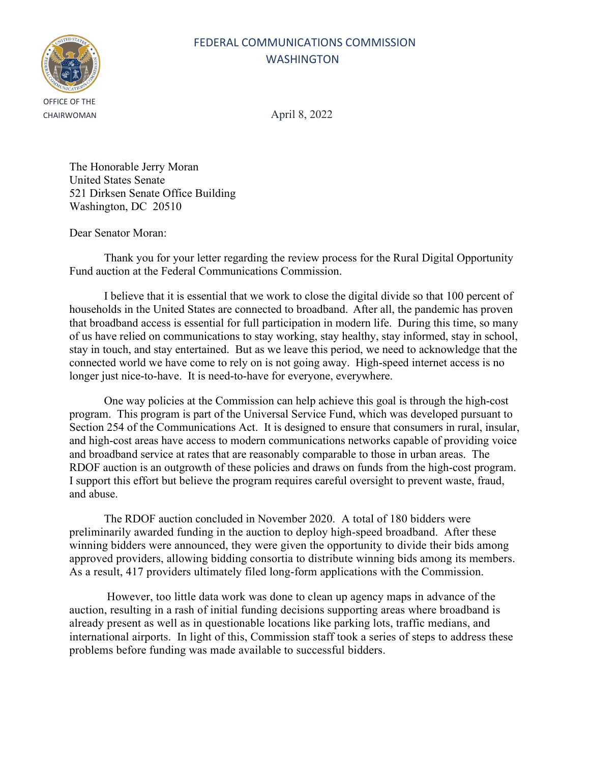FEDERAL COMMUNICATIONS COMMISSION
WASHINGTON

OFFICE OF THE CHAIRWOMAN

April 8, 2022

The Honorable Jerry Moran
United States Senate
521 Dirksen Senate Office Building
Washington, DC 20510

Dear Senator Moran:

Thank you for your letter regarding the review process for the Rural Digital Opportunity Fund auction at the Federal Communications Commission.

I believe that it is essential that we work to close the digital divide so that 100 percent of households in the United States are connected to broadband. After all, the pandemic has proven that broadband access is essential for full participation in modern life. During this time, so many of us have relied on communications to stay working, stay healthy, stay informed, stay in school, stay in touch, and stay entertained. But as we leave this period, we need to acknowledge that the connected world we have come to rely on is not going away. High-speed internet access is no longer just nice-to-have. It is need-to-have for everyone, everywhere.

One way policies at the Commission can help achieve this goal is through the high-cost program. This program is part of the Universal Service Fund, which was developed pursuant to Section 254 of the Communications Act. It is designed to ensure that consumers in rural, insular, and high-cost areas have access to modern communications networks capable of providing voice and broadband service at rates that are reasonably comparable to those in urban areas. The RDOF auction is an outgrowth of these policies and draws on funds from the high-cost program. I support this effort but believe the program requires careful oversight to prevent waste, fraud, and abuse.

The RDOF auction concluded in November 2020. A total of 180 bidders were preliminarily awarded funding in the auction to deploy high-speed broadband. After these winning bidders were announced, they were given the opportunity to divide their bids among approved providers, allowing bidding consortia to distribute winning bids among its members. As a result, 417 providers ultimately filed long-form applications with the Commission.

However, too little data work was done to clean up agency maps in advance of the auction, resulting in a rash of initial funding decisions supporting areas where broadband is already present as well as in questionable locations like parking lots, traffic medians, and international airports. In light of this, Commission staff took a series of steps to address these problems before funding was made available to successful bidders.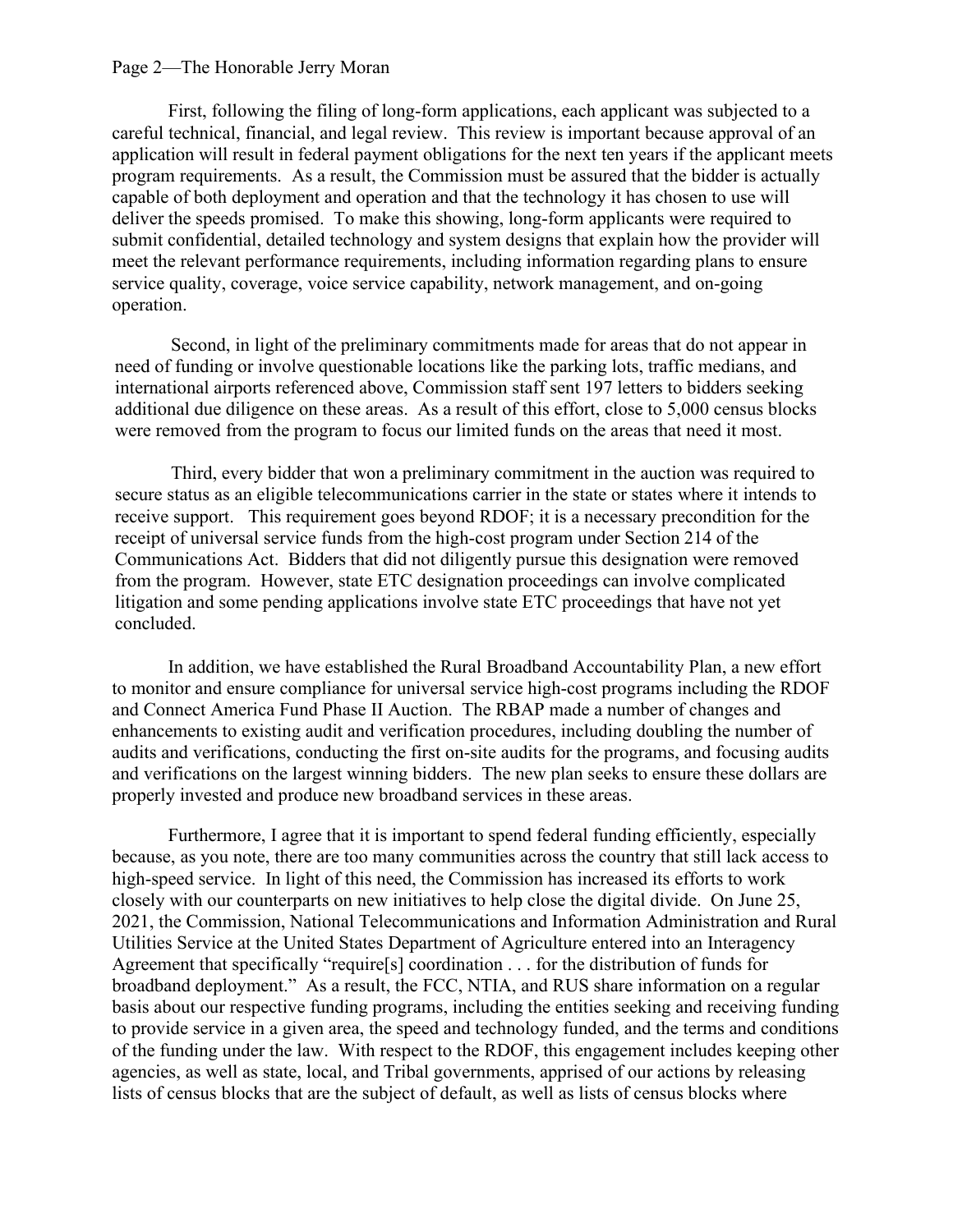First, following the filing of long-form applications, each applicant was subjected to a careful technical, financial, and legal review. This review is important because approval of an application will result in federal payment obligations for the next ten years if the applicant meets program requirements. As a result, the Commission must be assured that the bidder is actually capable of both deployment and operation and that the technology it has chosen to use will deliver the speeds promised. To make this showing, long-form applicants were required to submit confidential, detailed technology and system designs that explain how the provider will meet the relevant performance requirements, including information regarding plans to ensure service quality, coverage, voice service capability, network management, and on-going operation.

Second, in light of the preliminary commitments made for areas that do not appear in need of funding or involve questionable locations like the parking lots, traffic medians, and international airports referenced above, Commission staff sent 197 letters to bidders seeking additional due diligence on these areas. As a result of this effort, close to 5,000 census blocks were removed from the program to focus our limited funds on the areas that need it most.

Third, every bidder that won a preliminary commitment in the auction was required to secure status as an eligible telecommunications carrier in the state or states where it intends to receive support. This requirement goes beyond RDOF; it is a necessary precondition for the receipt of universal service funds from the high-cost program under Section 214 of the Communications Act. Bidders that did not diligently pursue this designation were removed from the program. However, state ETC designation proceedings can involve complicated litigation and some pending applications involve state ETC proceedings that have not yet concluded.

In addition, we have established the Rural Broadband Accountability Plan, a new effort to monitor and ensure compliance for universal service high-cost programs including the RDOF and Connect America Fund Phase II Auction. The RBAP made a number of changes and enhancements to existing audit and verification procedures, including doubling the number of audits and verifications, conducting the first on-site audits for the programs, and focusing audits and verifications on the largest winning bidders. The new plan seeks to ensure these dollars are properly invested and produce new broadband services in these areas.

Furthermore, I agree that it is important to spend federal funding efficiently, especially because, as you note, there are too many communities across the country that still lack access to high-speed service. In light of this need, the Commission has increased its efforts to work closely with our counterparts on new initiatives to help close the digital divide. On June 25, 2021, the Commission, National Telecommunications and Information Administration and Rural Utilities Service at the United States Department of Agriculture entered into an Interagency Agreement that specifically "require[s] coordination . . . for the distribution of funds for broadband deployment." As a result, the FCC, NTIA, and RUS share information on a regular basis about our respective funding programs, including the entities seeking and receiving funding to provide service in a given area, the speed and technology funded, and the terms and conditions of the funding under the law. With respect to the RDOF, this engagement includes keeping other agencies, as well as state, local, and Tribal governments, apprised of our actions by releasing lists of census blocks that are the subject of default, as well as lists of census blocks where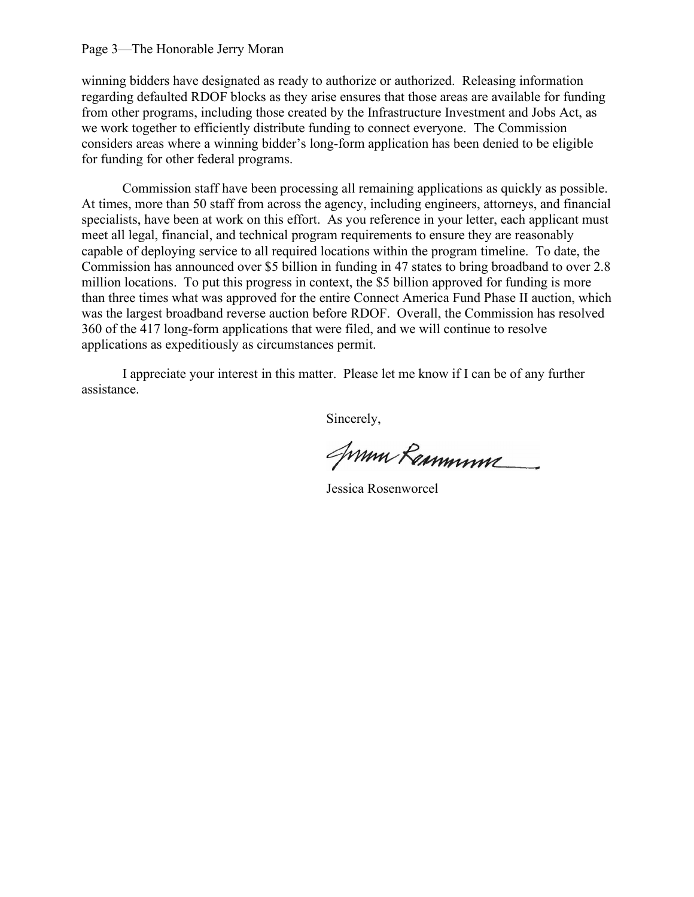winning bidders have designated as ready to authorize or authorized. Releasing information regarding defaulted RDOF blocks as they arise ensures that those areas are available for funding from other programs, including those created by the Infrastructure Investment and Jobs Act, as we work together to efficiently distribute funding to connect everyone. The Commission considers areas where a winning bidder's long-form application has been denied to be eligible for funding for other federal programs.

Commission staff have been processing all remaining applications as quickly as possible. At times, more than 50 staff from across the agency, including engineers, attorneys, and financial specialists, have been at work on this effort. As you reference in your letter, each applicant must meet all legal, financial, and technical program requirements to ensure they are reasonably capable of deploying service to all required locations within the program timeline. To date, the Commission has announced over $5 billion in funding in 47 states to bring broadband to over 2.8 million locations. To put this progress in context, the $5 billion approved for funding is more than three times what was approved for the entire Connect America Fund Phase II auction, which was the largest broadband reverse auction before RDOF. Overall, the Commission has resolved 360 of the 417 long-form applications that were filed, and we will continue to resolve applications as expeditiously as circumstances permit.

I appreciate your interest in this matter. Please let me know if I can be of any further assistance.

Sincerely,

Jessica Rosenworcel